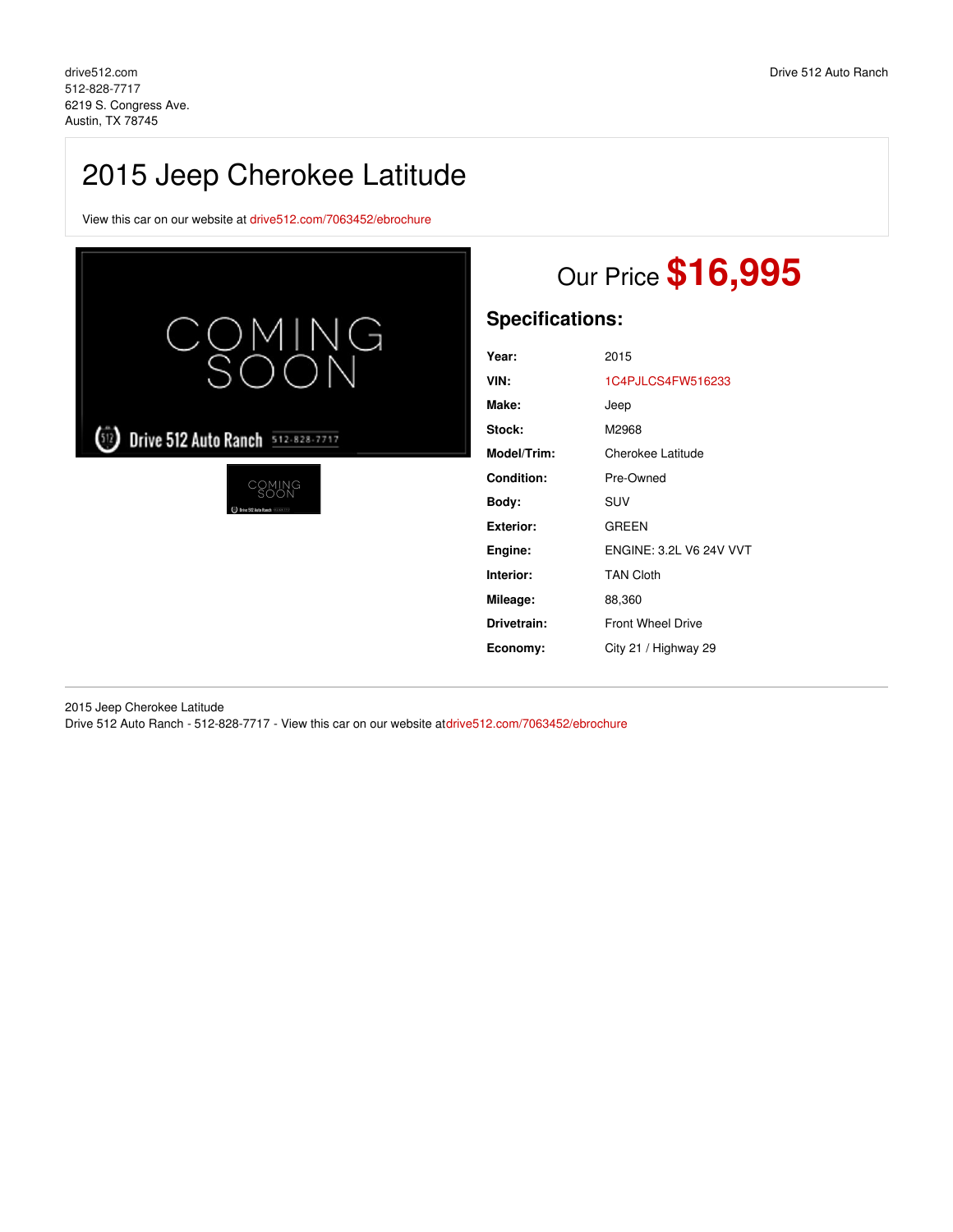drive512.com
512-828-7717
6219 S. Congress Ave.
Austin, TX 78745

Drive 512 Auto Ranch

# 2015 Jeep Cherokee Latitude

View this car on our website at drive512.com/7063452/ebrochure

## Our Price $16,995

### Specifications:

| | |
|---|---|
| **Year:** | 2015 |
| **VIN:** | 1C4PJLCS4FW516233 |
| **Make:** | Jeep |
| **Stock:** | M2968 |
| **Model/Trim:** | Cherokee Latitude |
| **Condition:** | Pre-Owned |
| **Body:** | SUV |
| **Exterior:** | GREEN |
| **Engine:** | ENGINE: 3.2L V6 24V VVT |
| **Interior:** | TAN Cloth |
| **Mileage:** | 88,360 |
| **Drivetrain:** | Front Wheel Drive |
| **Economy:** | City 21 / Highway 29 |

2015 Jeep Cherokee Latitude
Drive 512 Auto Ranch - 512-828-7717 - View this car on our website atdrive512.com/7063452/ebrochure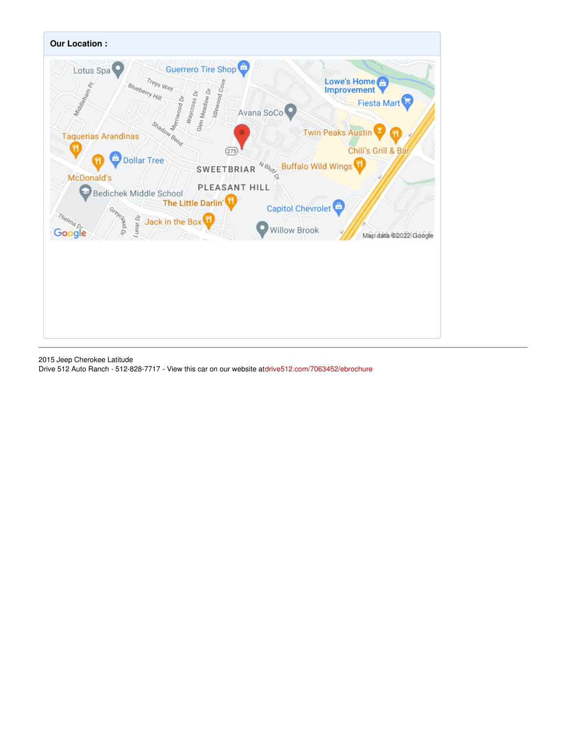**Our Location :**

2015 Jeep Cherokee Latitude
Drive 512 Auto Ranch - 512-828-7717 - View this car on our website atdrive512.com/7063452/ebrochure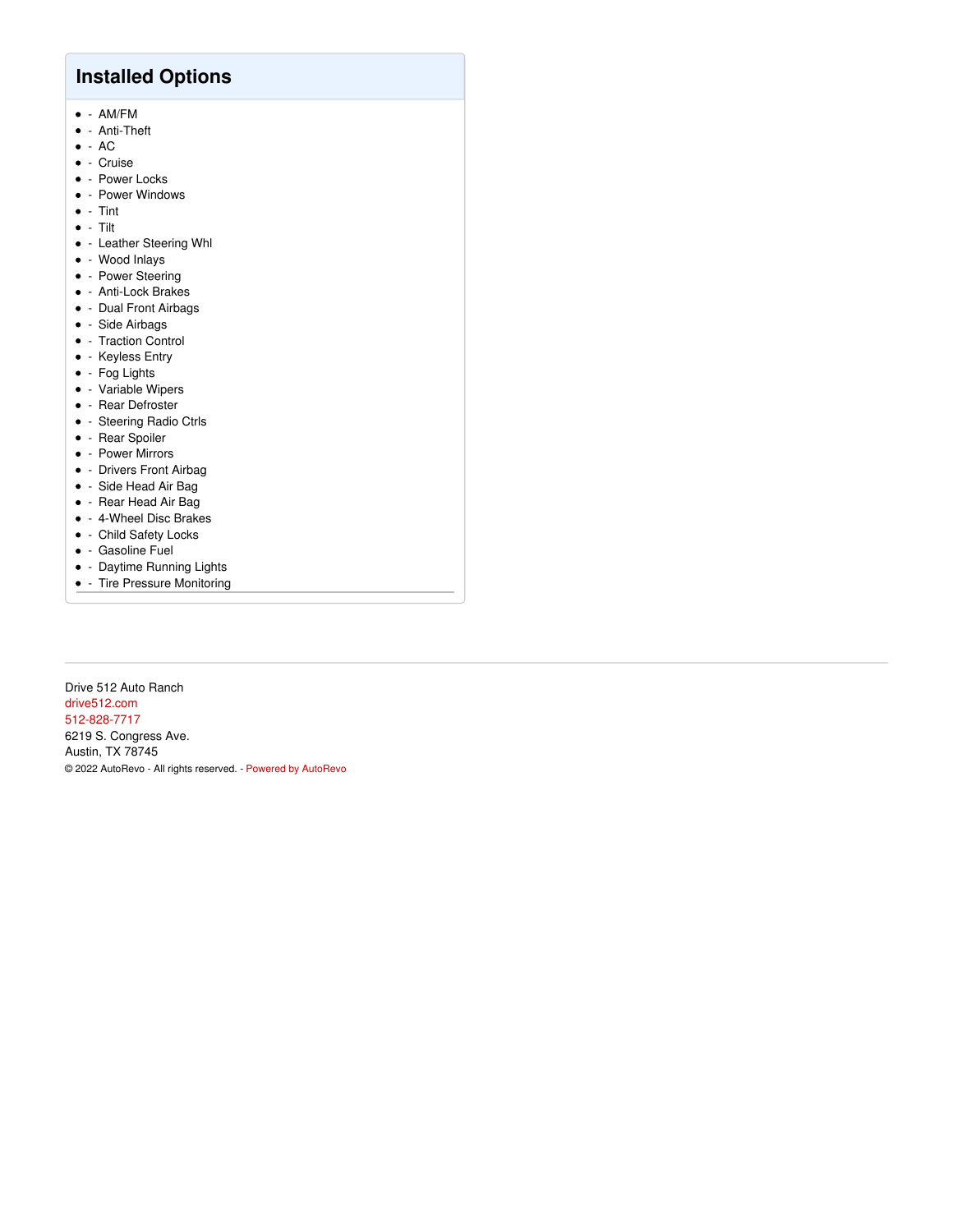## Installed Options

- - AM/FM
- - Anti-Theft
- - AC
- - Cruise
- - Power Locks
- - Power Windows
- - Tint
- - Tilt
- - Leather Steering Whl
- - Wood Inlays
- - Power Steering
- - Anti-Lock Brakes
- - Dual Front Airbags
- - Side Airbags
- - Traction Control
- - Keyless Entry
- - Fog Lights
- - Variable Wipers
- - Rear Defroster
- - Steering Radio Ctrls
- - Rear Spoiler
- - Power Mirrors
- - Drivers Front Airbag
- - Side Head Air Bag
- - Rear Head Air Bag
- - 4-Wheel Disc Brakes
- - Child Safety Locks
- - Gasoline Fuel
- - Daytime Running Lights
- - Tire Pressure Monitoring

---

Drive 512 Auto Ranch
drive512.com
512-828-7717
6219 S. Congress Ave.
Austin, TX 78745
© 2022 AutoRevo - All rights reserved. - Powered by AutoRevo